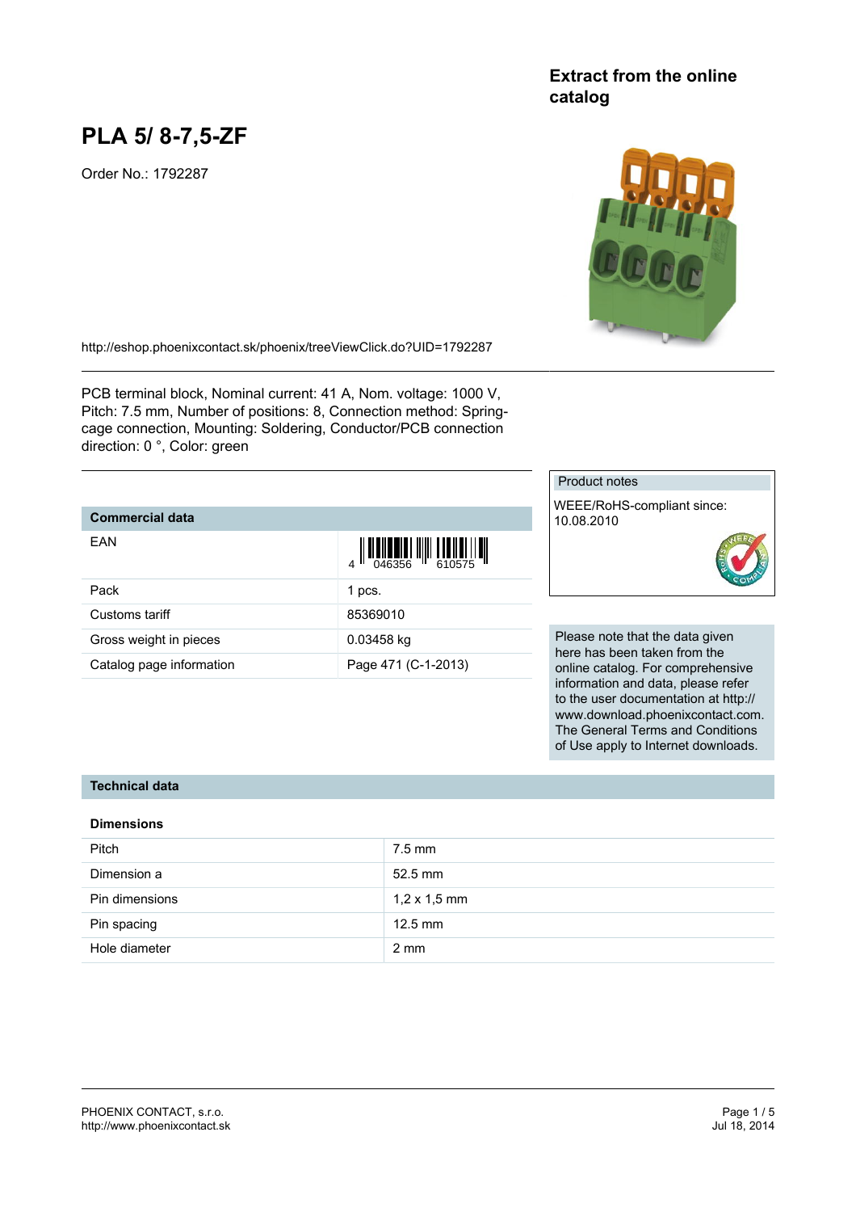**Extract from the online catalog**

# PLA 5/ 8-7,5-ZF

Order No.: 1792287

http://eshop.phoenixcontact.sk/phoenix/treeViewClick.do?UID=1792287

PCB terminal block, Nominal current: 41 A, Nom. voltage: 1000 V, Pitch: 7.5 mm, Number of positions: 8, Connection method: Spring-cage connection, Mounting: Soldering, Conductor/PCB connection direction: 0 °, Color: green

## Commercial data

| | |
|---|---|
| EAN | 4 046356 610575 |
| Pack | 1 pcs. |
| Customs tariff | 85369010 |
| Gross weight in pieces | 0.03458 kg |
| Catalog page information | Page 471 (C-1-2013) |

Product notes

WEEE/RoHS-compliant since: 10.08.2010

Please note that the data given here has been taken from the online catalog. For comprehensive information and data, please refer to the user documentation at http://www.download.phoenixcontact.com. The General Terms and Conditions of Use apply to Internet downloads.

## Technical data

### Dimensions

| | |
|---|---|
| Pitch | 7.5 mm |
| Dimension a | 52.5 mm |
| Pin dimensions | 1,2 x 1,5 mm |
| Pin spacing | 12.5 mm |
| Hole diameter | 2 mm |

PHOENIX CONTACT, s.r.o.
http://www.phoenixcontact.sk

Jul 18, 2014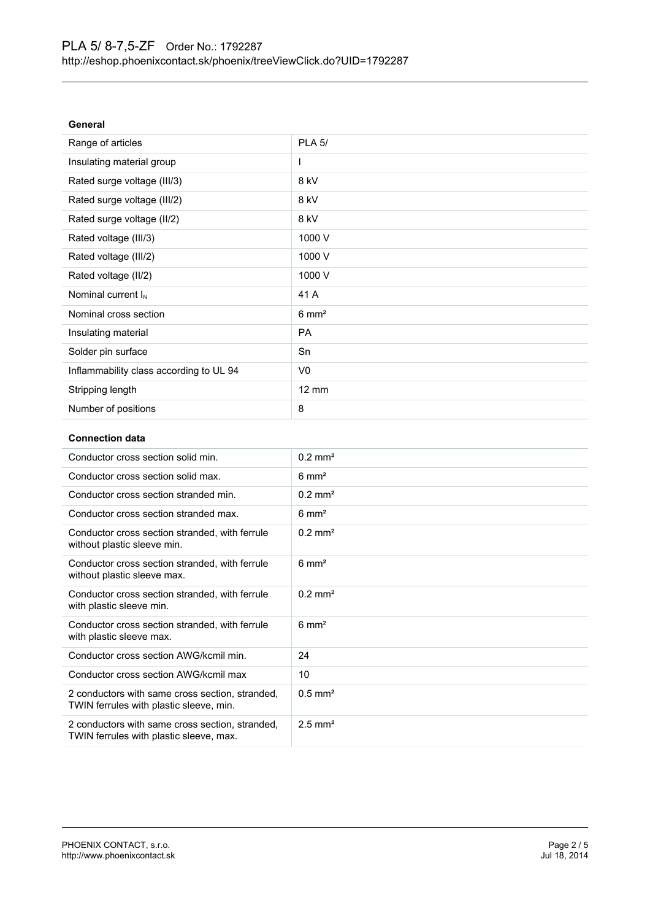### General

| | |
|---|---|
| Range of articles | PLA 5/ |
| Insulating material group | I |
| Rated surge voltage (III/3) | 8 kV |
| Rated surge voltage (III/2) | 8 kV |
| Rated surge voltage (II/2) | 8 kV |
| Rated voltage (III/3) | 1000 V |
| Rated voltage (III/2) | 1000 V |
| Rated voltage (II/2) | 1000 V |
| Nominal current $I_N$ | 41 A |
| Nominal cross section | 6 mm² |
| Insulating material | PA |
| Solder pin surface | Sn |
| Inflammability class according to UL 94 | V0 |
| Stripping length | 12 mm |
| Number of positions | 8 |

### Connection data

| | |
|---|---|
| Conductor cross section solid min. | 0.2 mm² |
| Conductor cross section solid max. | 6 mm² |
| Conductor cross section stranded min. | 0.2 mm² |
| Conductor cross section stranded max. | 6 mm² |
| Conductor cross section stranded, with ferrule without plastic sleeve min. | 0.2 mm² |
| Conductor cross section stranded, with ferrule without plastic sleeve max. | 6 mm² |
| Conductor cross section stranded, with ferrule with plastic sleeve min. | 0.2 mm² |
| Conductor cross section stranded, with ferrule with plastic sleeve max. | 6 mm² |
| Conductor cross section AWG/kcmil min. | 24 |
| Conductor cross section AWG/kcmil max | 10 |
| 2 conductors with same cross section, stranded, TWIN ferrules with plastic sleeve, min. | 0.5 mm² |
| 2 conductors with same cross section, stranded, TWIN ferrules with plastic sleeve, max. | 2.5 mm² |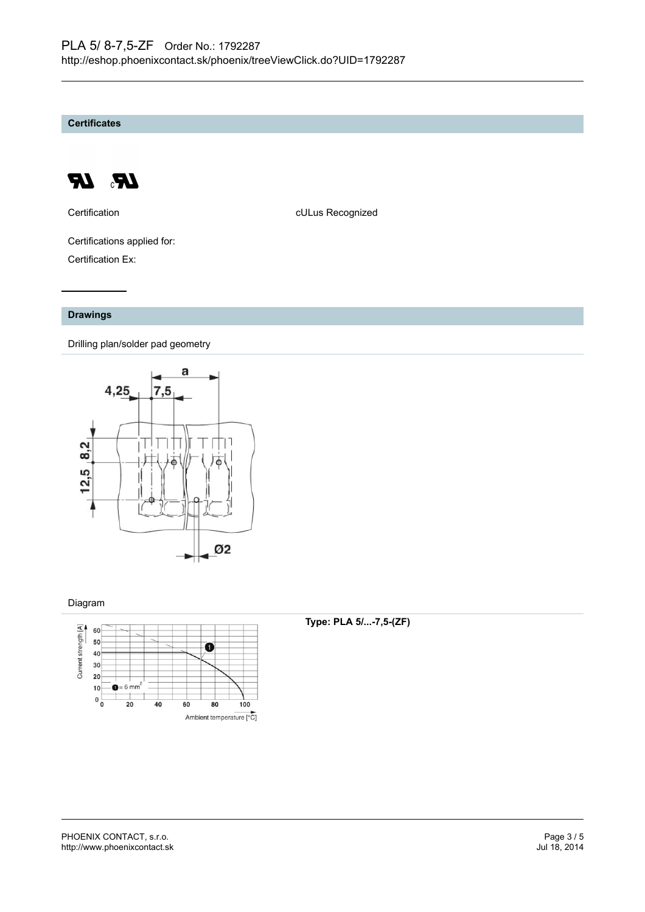## Certificates

| Certification | cULus Recognized |
|---|---|

Certifications applied for:

Certification Ex:

## Drawings

Drilling plan/solder pad geometry

Diagram

**Type: PLA 5/...-7,5-(ZF)**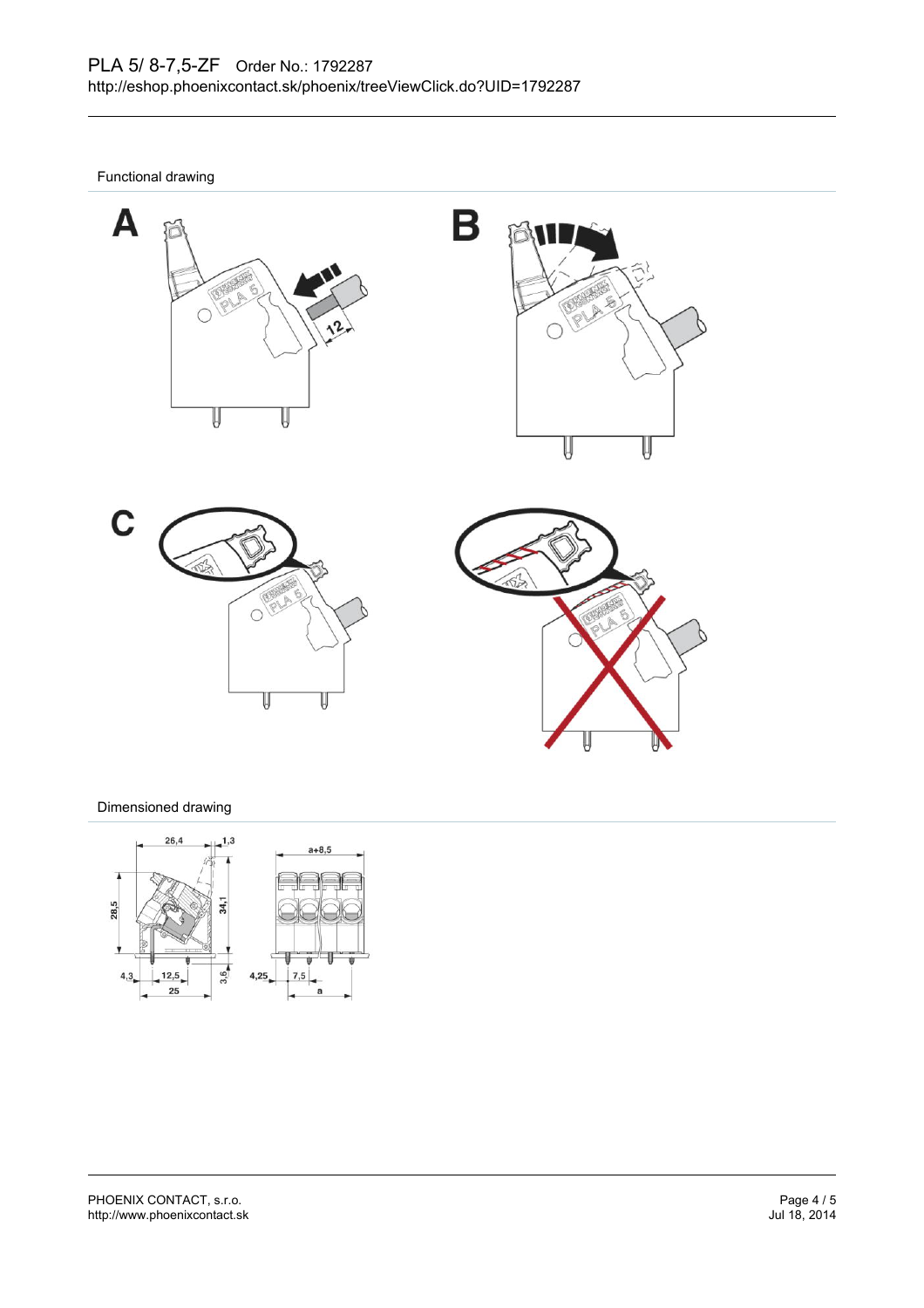Functional drawing

Dimensioned drawing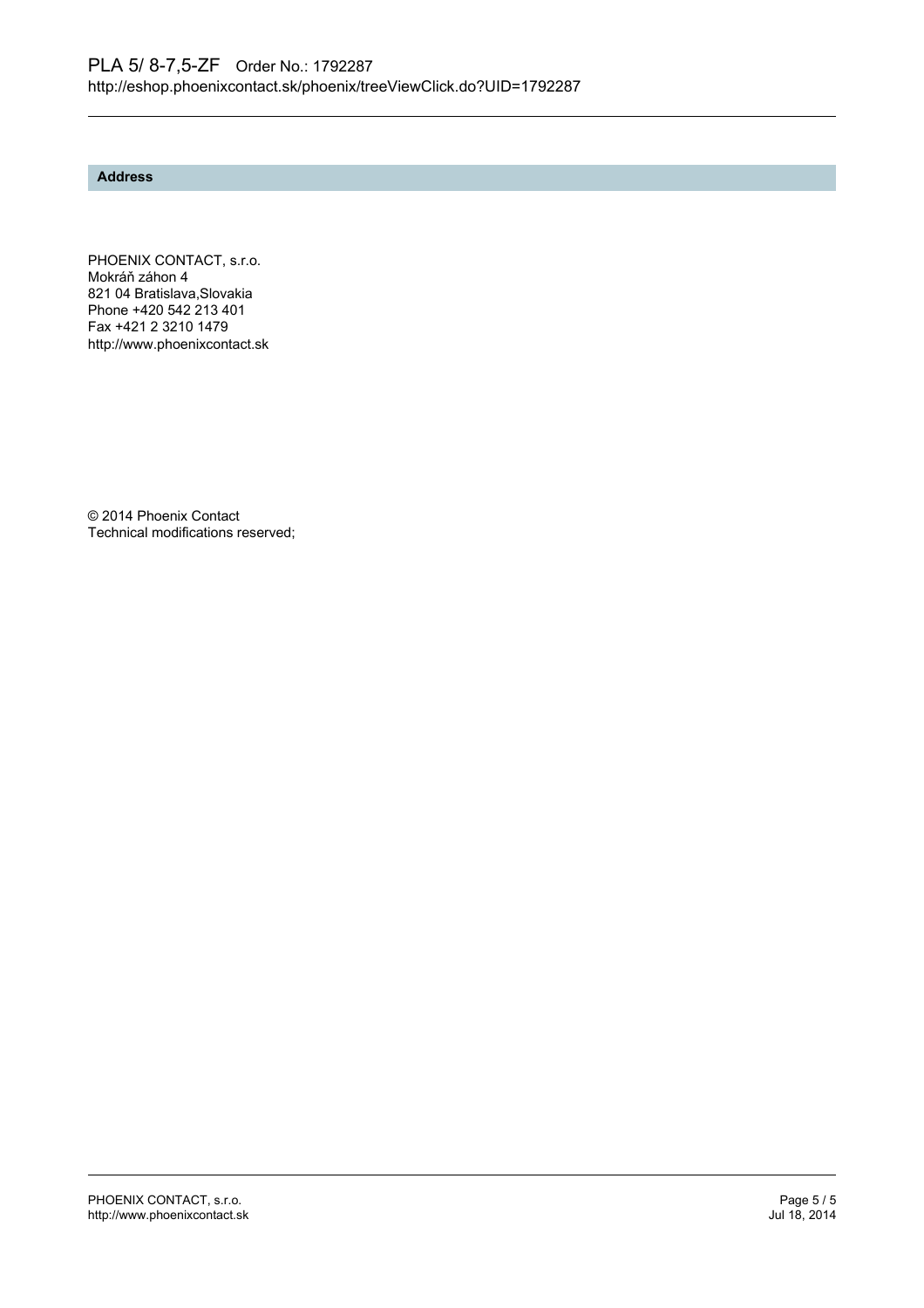## Address

PHOENIX CONTACT, s.r.o.
Mokráň záhon 4
821 04 Bratislava,Slovakia
Phone +420 542 213 401
Fax +421 2 3210 1479
http://www.phoenixcontact.sk

© 2014 Phoenix Contact
Technical modifications reserved;